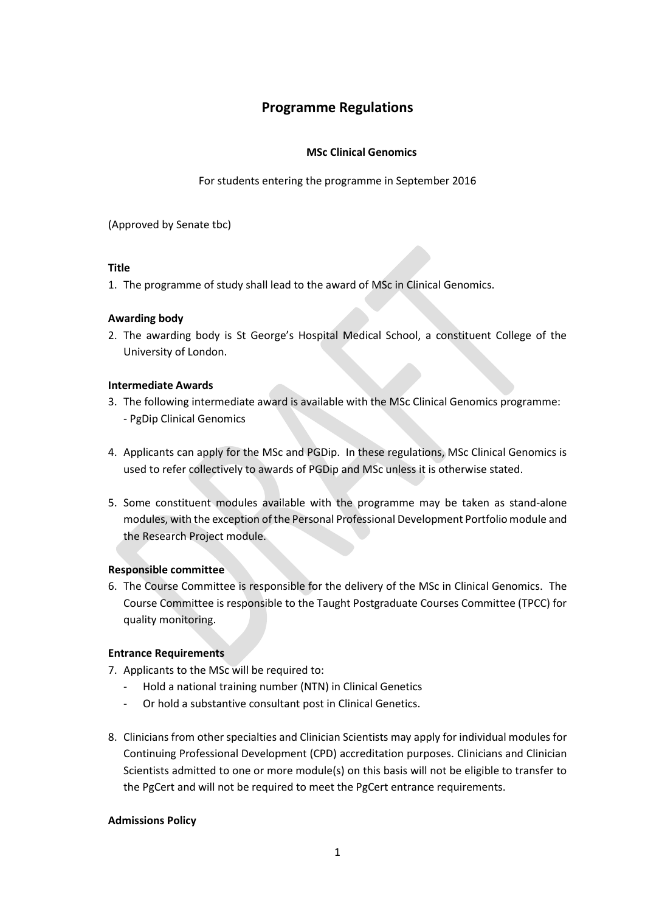# Programme Regulations

**MSc Clinical Genomics**

For students entering the programme in September 2016

(Approved by Senate tbc)

**Title**

1. The programme of study shall lead to the award of MSc in Clinical Genomics.

**Awarding body**

2. The awarding body is St George's Hospital Medical School, a constituent College of the University of London.

**Intermediate Awards**

3. The following intermediate award is available with the MSc Clinical Genomics programme:
   - PgDip Clinical Genomics

4. Applicants can apply for the MSc and PGDip. In these regulations, MSc Clinical Genomics is used to refer collectively to awards of PGDip and MSc unless it is otherwise stated.

5. Some constituent modules available with the programme may be taken as stand-alone modules, with the exception of the Personal Professional Development Portfolio module and the Research Project module.

**Responsible committee**

6. The Course Committee is responsible for the delivery of the MSc in Clinical Genomics. The Course Committee is responsible to the Taught Postgraduate Courses Committee (TPCC) for quality monitoring.

**Entrance Requirements**

7. Applicants to the MSc will be required to:
   - Hold a national training number (NTN) in Clinical Genetics
   - Or hold a substantive consultant post in Clinical Genetics.

8. Clinicians from other specialties and Clinician Scientists may apply for individual modules for Continuing Professional Development (CPD) accreditation purposes. Clinicians and Clinician Scientists admitted to one or more module(s) on this basis will not be eligible to transfer to the PgCert and will not be required to meet the PgCert entrance requirements.

**Admissions Policy**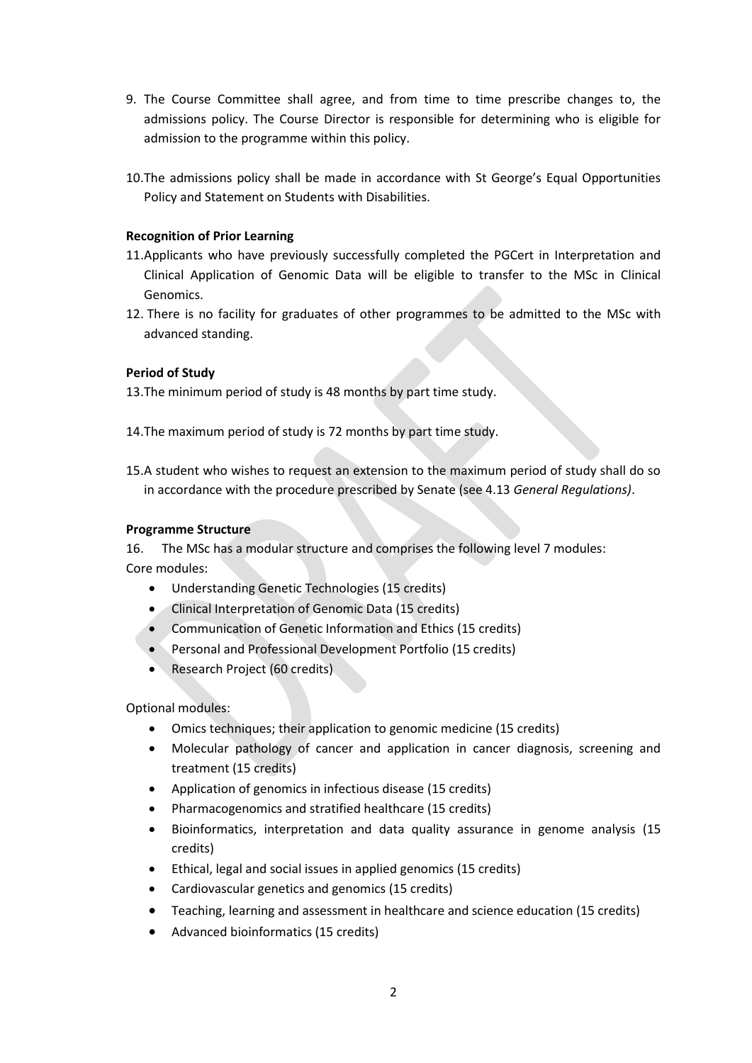9. The Course Committee shall agree, and from time to time prescribe changes to, the admissions policy. The Course Director is responsible for determining who is eligible for admission to the programme within this policy.

10. The admissions policy shall be made in accordance with St George's Equal Opportunities Policy and Statement on Students with Disabilities.

**Recognition of Prior Learning**

11. Applicants who have previously successfully completed the PGCert in Interpretation and Clinical Application of Genomic Data will be eligible to transfer to the MSc in Clinical Genomics.
12. There is no facility for graduates of other programmes to be admitted to the MSc with advanced standing.

**Period of Study**

13. The minimum period of study is 48 months by part time study.

14. The maximum period of study is 72 months by part time study.

15. A student who wishes to request an extension to the maximum period of study shall do so in accordance with the procedure prescribed by Senate (see 4.13 *General Regulations)*.

**Programme Structure**

16. The MSc has a modular structure and comprises the following level 7 modules:

Core modules:

- Understanding Genetic Technologies (15 credits)
- Clinical Interpretation of Genomic Data (15 credits)
- Communication of Genetic Information and Ethics (15 credits)
- Personal and Professional Development Portfolio (15 credits)
- Research Project (60 credits)

Optional modules:

- Omics techniques; their application to genomic medicine (15 credits)
- Molecular pathology of cancer and application in cancer diagnosis, screening and treatment (15 credits)
- Application of genomics in infectious disease (15 credits)
- Pharmacogenomics and stratified healthcare (15 credits)
- Bioinformatics, interpretation and data quality assurance in genome analysis (15 credits)
- Ethical, legal and social issues in applied genomics (15 credits)
- Cardiovascular genetics and genomics (15 credits)
- Teaching, learning and assessment in healthcare and science education (15 credits)
- Advanced bioinformatics (15 credits)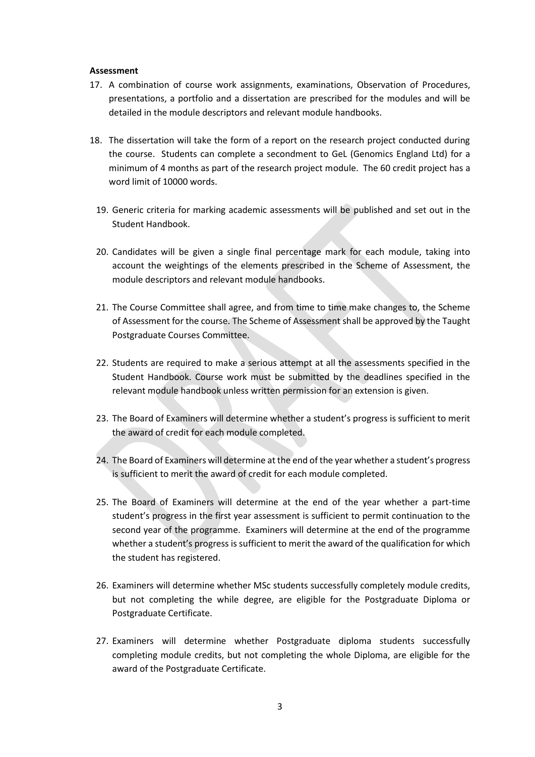**Assessment**

17. A combination of course work assignments, examinations, Observation of Procedures, presentations, a portfolio and a dissertation are prescribed for the modules and will be detailed in the module descriptors and relevant module handbooks.

18. The dissertation will take the form of a report on the research project conducted during the course. Students can complete a secondment to GeL (Genomics England Ltd) for a minimum of 4 months as part of the research project module. The 60 credit project has a word limit of 10000 words.

19. Generic criteria for marking academic assessments will be published and set out in the Student Handbook.

20. Candidates will be given a single final percentage mark for each module, taking into account the weightings of the elements prescribed in the Scheme of Assessment, the module descriptors and relevant module handbooks.

21. The Course Committee shall agree, and from time to time make changes to, the Scheme of Assessment for the course. The Scheme of Assessment shall be approved by the Taught Postgraduate Courses Committee.

22. Students are required to make a serious attempt at all the assessments specified in the Student Handbook. Course work must be submitted by the deadlines specified in the relevant module handbook unless written permission for an extension is given.

23. The Board of Examiners will determine whether a student's progress is sufficient to merit the award of credit for each module completed.

24. The Board of Examiners will determine at the end of the year whether a student's progress is sufficient to merit the award of credit for each module completed.

25. The Board of Examiners will determine at the end of the year whether a part-time student's progress in the first year assessment is sufficient to permit continuation to the second year of the programme. Examiners will determine at the end of the programme whether a student's progress is sufficient to merit the award of the qualification for which the student has registered.

26. Examiners will determine whether MSc students successfully completely module credits, but not completing the while degree, are eligible for the Postgraduate Diploma or Postgraduate Certificate.

27. Examiners will determine whether Postgraduate diploma students successfully completing module credits, but not completing the whole Diploma, are eligible for the award of the Postgraduate Certificate.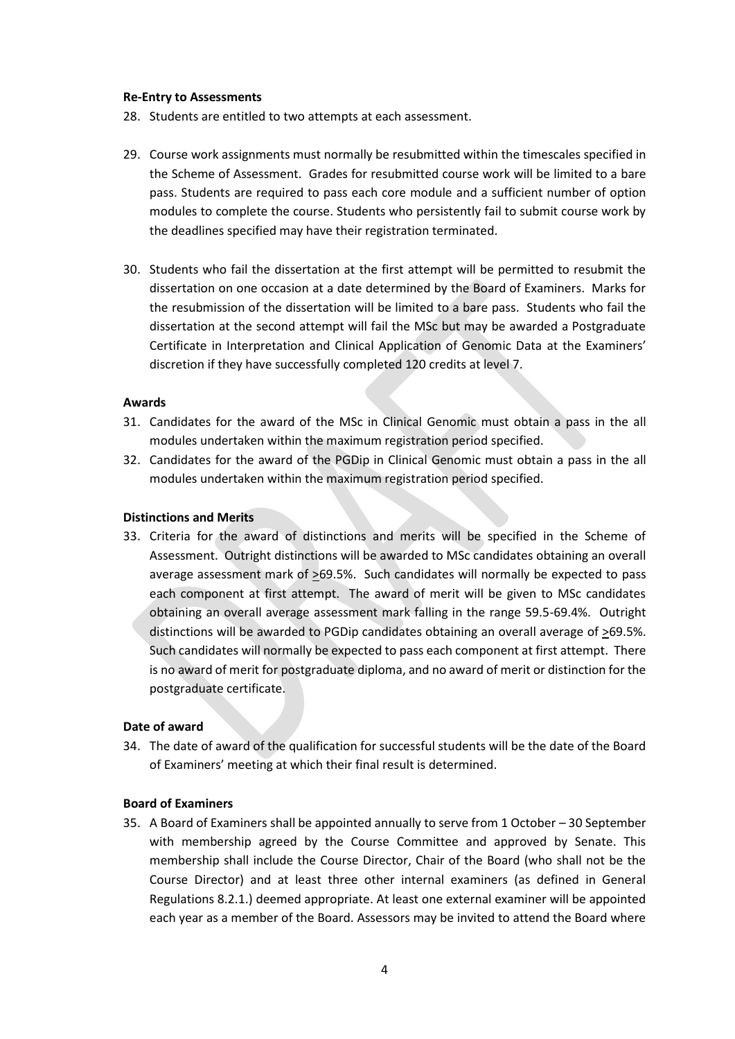**Re-Entry to Assessments**

28. Students are entitled to two attempts at each assessment.

29. Course work assignments must normally be resubmitted within the timescales specified in the Scheme of Assessment. Grades for resubmitted course work will be limited to a bare pass. Students are required to pass each core module and a sufficient number of option modules to complete the course. Students who persistently fail to submit course work by the deadlines specified may have their registration terminated.

30. Students who fail the dissertation at the first attempt will be permitted to resubmit the dissertation on one occasion at a date determined by the Board of Examiners. Marks for the resubmission of the dissertation will be limited to a bare pass. Students who fail the dissertation at the second attempt will fail the MSc but may be awarded a Postgraduate Certificate in Interpretation and Clinical Application of Genomic Data at the Examiners' discretion if they have successfully completed 120 credits at level 7.

**Awards**

31. Candidates for the award of the MSc in Clinical Genomic must obtain a pass in the all modules undertaken within the maximum registration period specified.
32. Candidates for the award of the PGDip in Clinical Genomic must obtain a pass in the all modules undertaken within the maximum registration period specified.

**Distinctions and Merits**

33. Criteria for the award of distinctions and merits will be specified in the Scheme of Assessment. Outright distinctions will be awarded to MSc candidates obtaining an overall average assessment mark of ≥69.5%. Such candidates will normally be expected to pass each component at first attempt. The award of merit will be given to MSc candidates obtaining an overall average assessment mark falling in the range 59.5-69.4%. Outright distinctions will be awarded to PGDip candidates obtaining an overall average of ≥69.5%. Such candidates will normally be expected to pass each component at first attempt. There is no award of merit for postgraduate diploma, and no award of merit or distinction for the postgraduate certificate.

**Date of award**

34. The date of award of the qualification for successful students will be the date of the Board of Examiners' meeting at which their final result is determined.

**Board of Examiners**

35. A Board of Examiners shall be appointed annually to serve from 1 October – 30 September with membership agreed by the Course Committee and approved by Senate. This membership shall include the Course Director, Chair of the Board (who shall not be the Course Director) and at least three other internal examiners (as defined in General Regulations 8.2.1.) deemed appropriate. At least one external examiner will be appointed each year as a member of the Board. Assessors may be invited to attend the Board where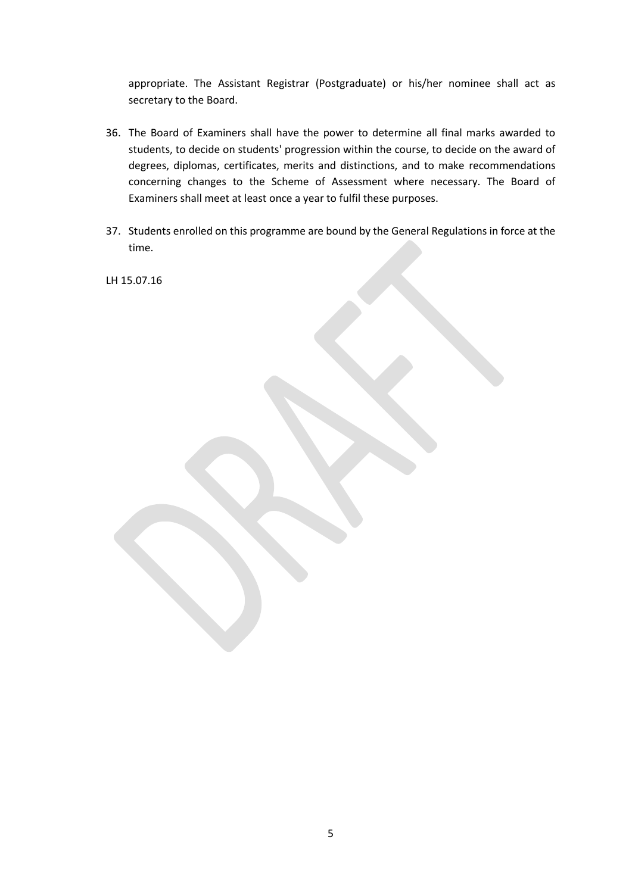appropriate. The Assistant Registrar (Postgraduate) or his/her nominee shall act as secretary to the Board.

36. The Board of Examiners shall have the power to determine all final marks awarded to students, to decide on students' progression within the course, to decide on the award of degrees, diplomas, certificates, merits and distinctions, and to make recommendations concerning changes to the Scheme of Assessment where necessary. The Board of Examiners shall meet at least once a year to fulfil these purposes.

37. Students enrolled on this programme are bound by the General Regulations in force at the time.

LH 15.07.16